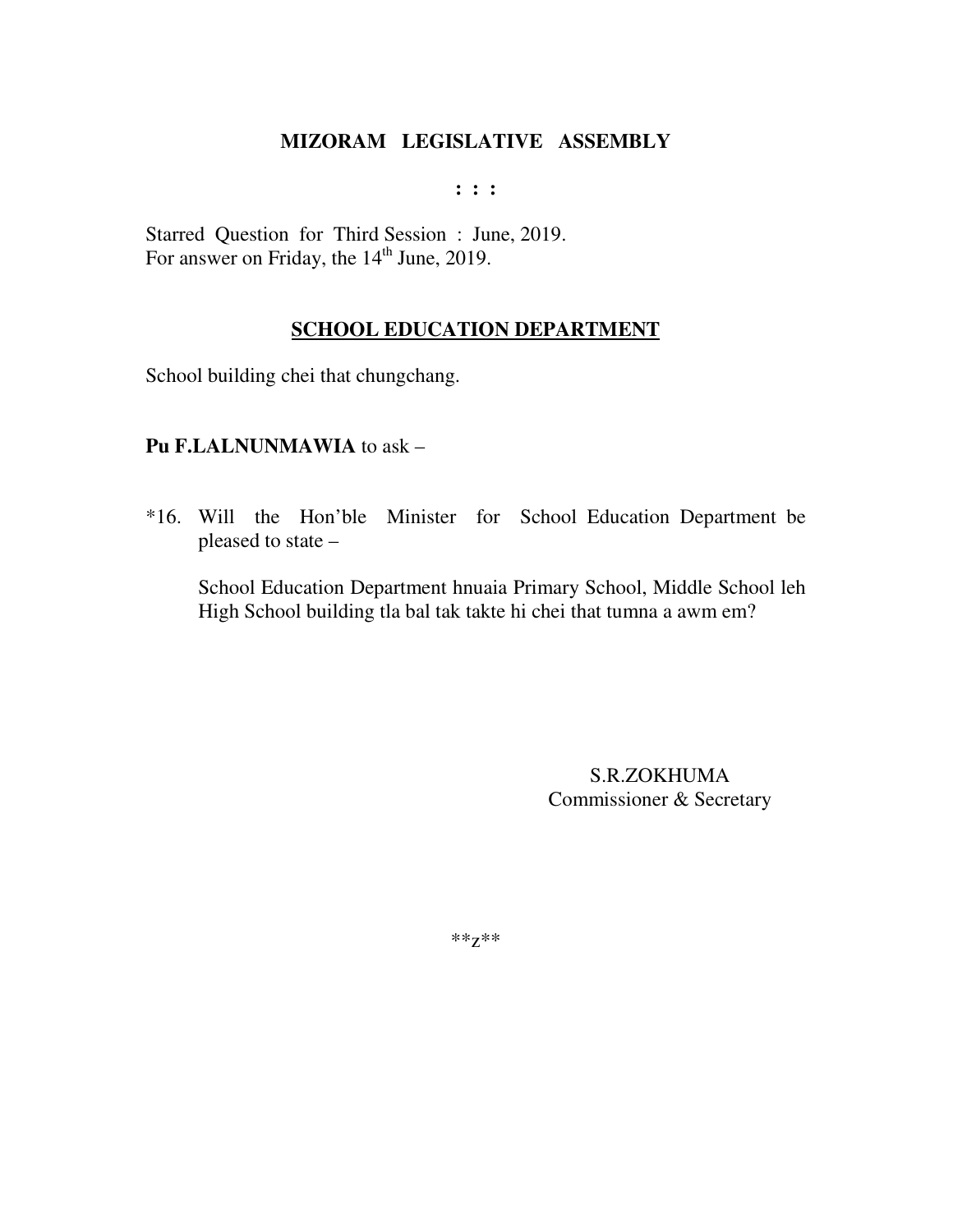## MIZORAM LEGISLATIVE ASSEMBLY

: : :

Starred Question for Third Session : June, 2019.
For answer on Friday, the 14th June, 2019.

### SCHOOL EDUCATION DEPARTMENT

School building chei that chungchang.

**Pu F.LALNUNMAWIA** to ask –

*16. Will the Hon'ble Minister for School Education Department be pleased to state –

School Education Department hnuaia Primary School, Middle School leh High School building tla bal tak takte hi chei that tumna a awm em?

S.R.ZOKHUMA
Commissioner & Secretary

**z**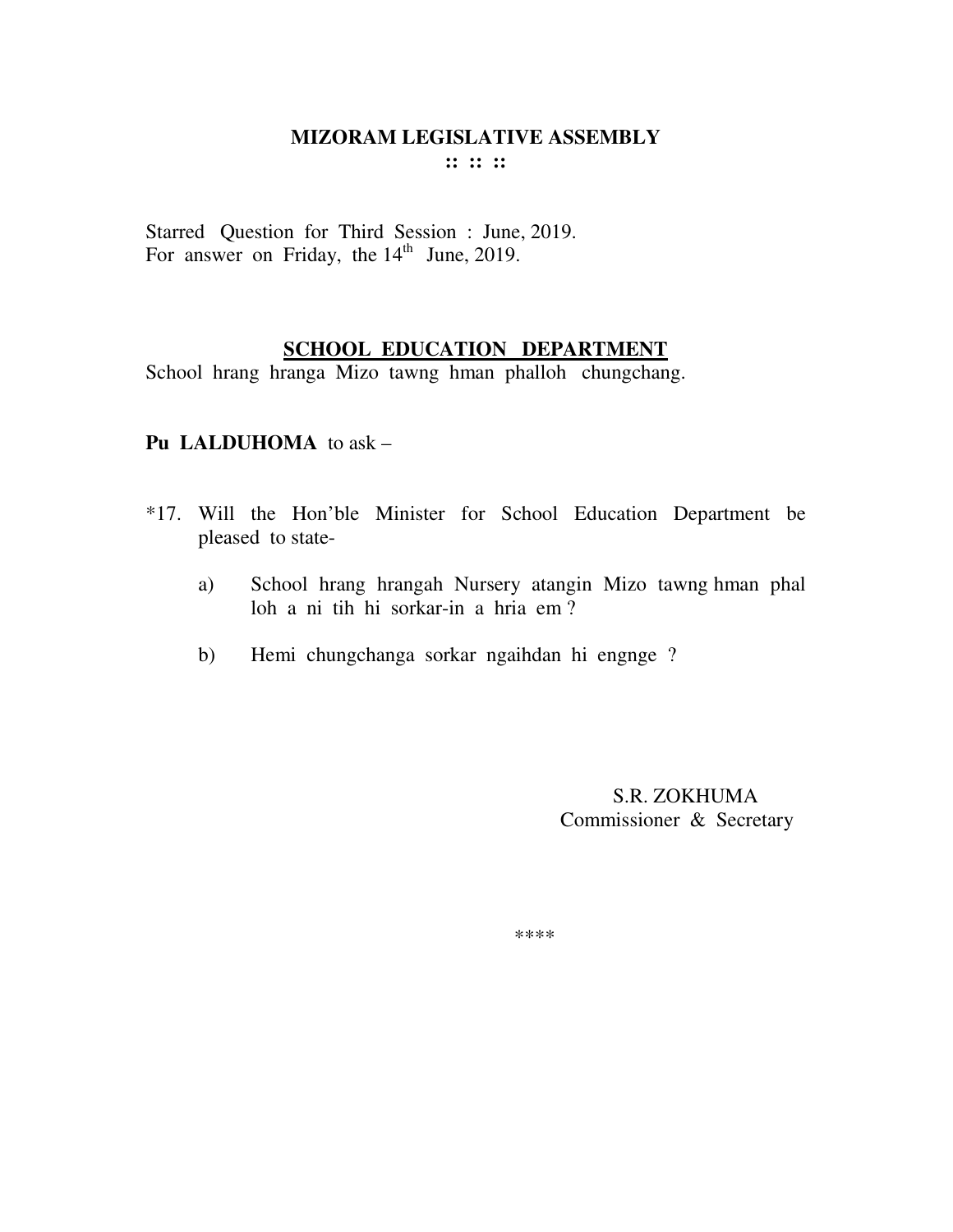# MIZORAM LEGISLATIVE ASSEMBLY

**:: :: ::**

Starred Question for Third Session : June, 2019.
For answer on Friday, the 14th June, 2019.

## SCHOOL EDUCATION DEPARTMENT

School hrang hranga Mizo tawng hman phalloh chungchang.

**Pu LALDUHOMA** to ask –

*17. Will the Hon'ble Minister for School Education Department be pleased to state-

a) School hrang hrangah Nursery atangin Mizo tawng hman phal loh a ni tih hi sorkar-in a hria em ?

b) Hemi chungchanga sorkar ngaihdan hi engnge ?

S.R. ZOKHUMA
Commissioner & Secretary

****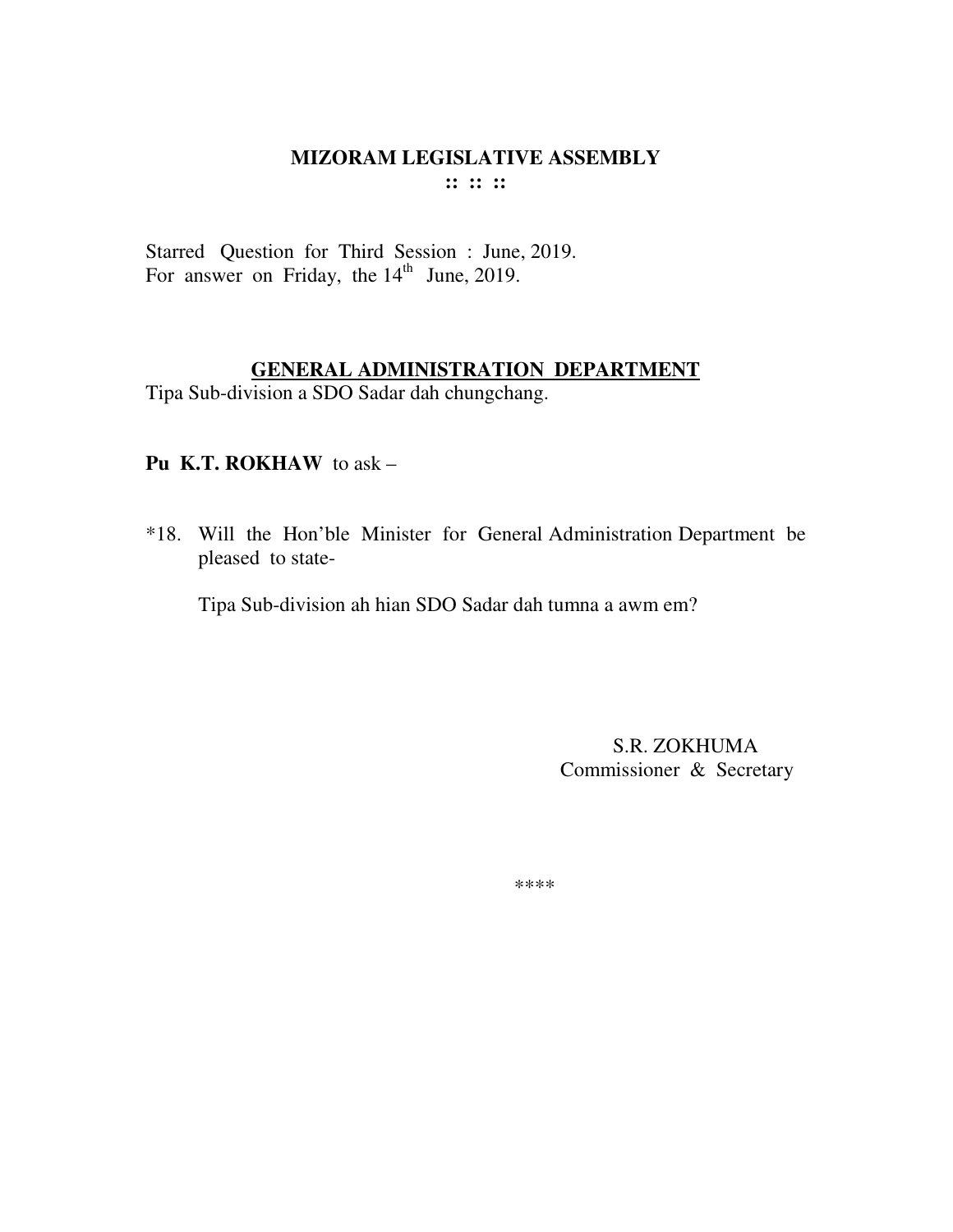**MIZORAM LEGISLATIVE ASSEMBLY**

**:: :: ::**

Starred Question for Third Session : June, 2019.
For answer on Friday, the 14th June, 2019.

**GENERAL ADMINISTRATION DEPARTMENT**

Tipa Sub-division a SDO Sadar dah chungchang.

**Pu K.T. ROKHAW** to ask –

*18. Will the Hon'ble Minister for General Administration Department be pleased to state-

Tipa Sub-division ah hian SDO Sadar dah tumna a awm em?

S.R. ZOKHUMA
Commissioner & Secretary

****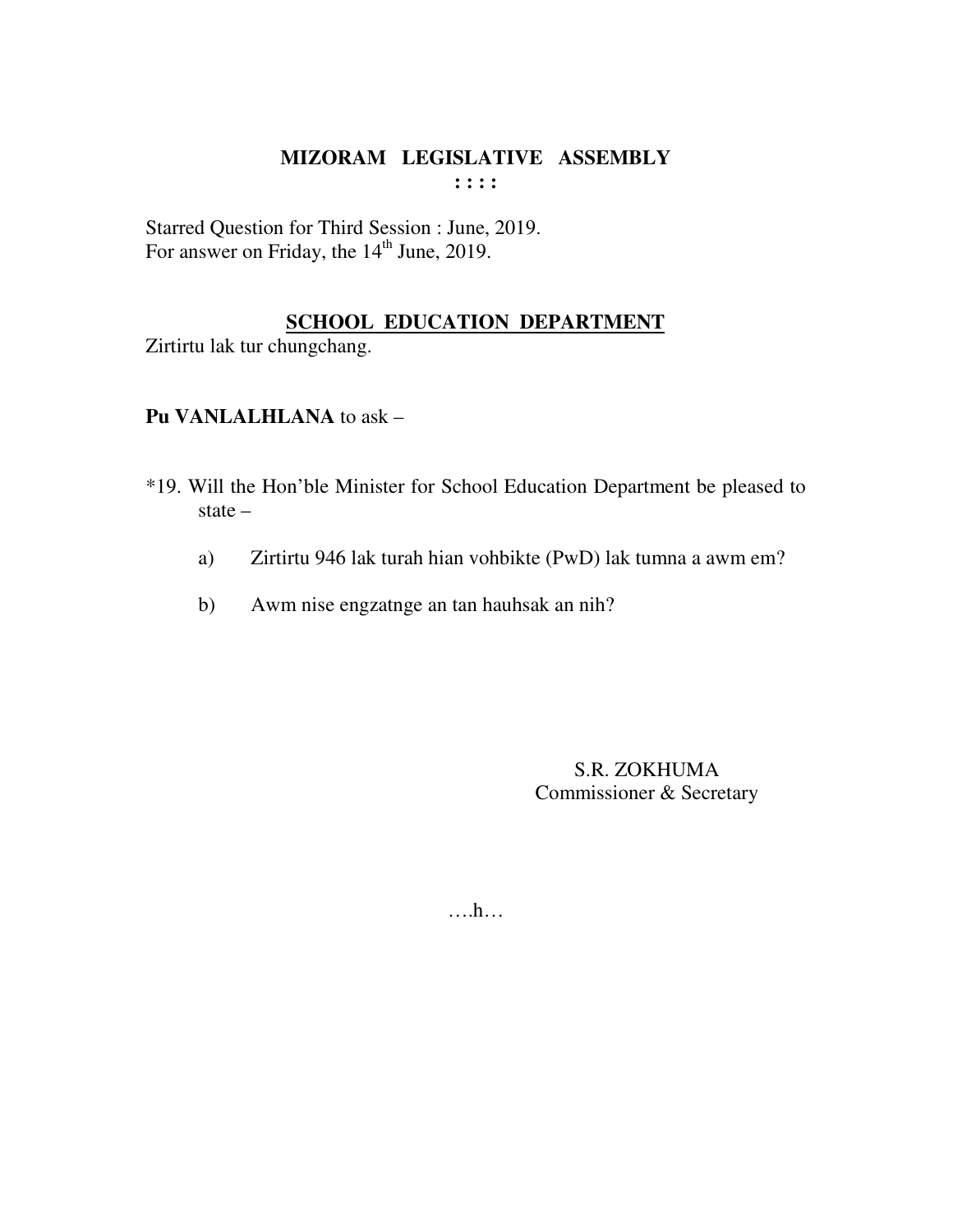# MIZORAM LEGISLATIVE ASSEMBLY

: : : :

Starred Question for Third Session : June, 2019.
For answer on Friday, the 14th June, 2019.

## SCHOOL EDUCATION DEPARTMENT

Zirtirtu lak tur chungchang.

**Pu VANLALHLANA** to ask –

*19. Will the Hon'ble Minister for School Education Department be pleased to state –

a) Zirtirtu 946 lak turah hian vohbikte (PwD) lak tumna a awm em?

b) Awm nise engzatnge an tan hauhsak an nih?

S.R. ZOKHUMA
Commissioner & Secretary

….h…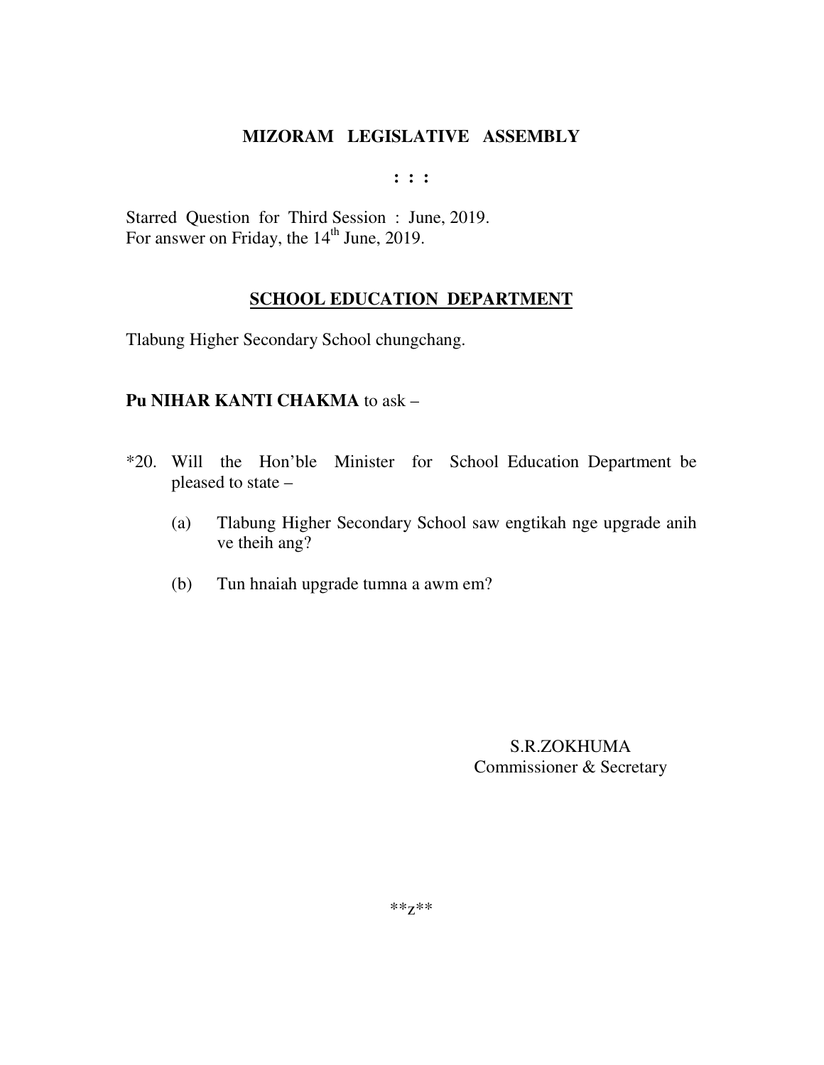# MIZORAM LEGISLATIVE ASSEMBLY

**: : :**

Starred Question for Third Session : June, 2019.
For answer on Friday, the 14th June, 2019.

## SCHOOL EDUCATION DEPARTMENT

Tlabung Higher Secondary School chungchang.

**Pu NIHAR KANTI CHAKMA** to ask –

*20. Will the Hon'ble Minister for School Education Department be pleased to state –

(a) Tlabung Higher Secondary School saw engtikah nge upgrade anih ve theih ang?

(b) Tun hnaiah upgrade tumna a awm em?

S.R.ZOKHUMA
Commissioner & Secretary

**z**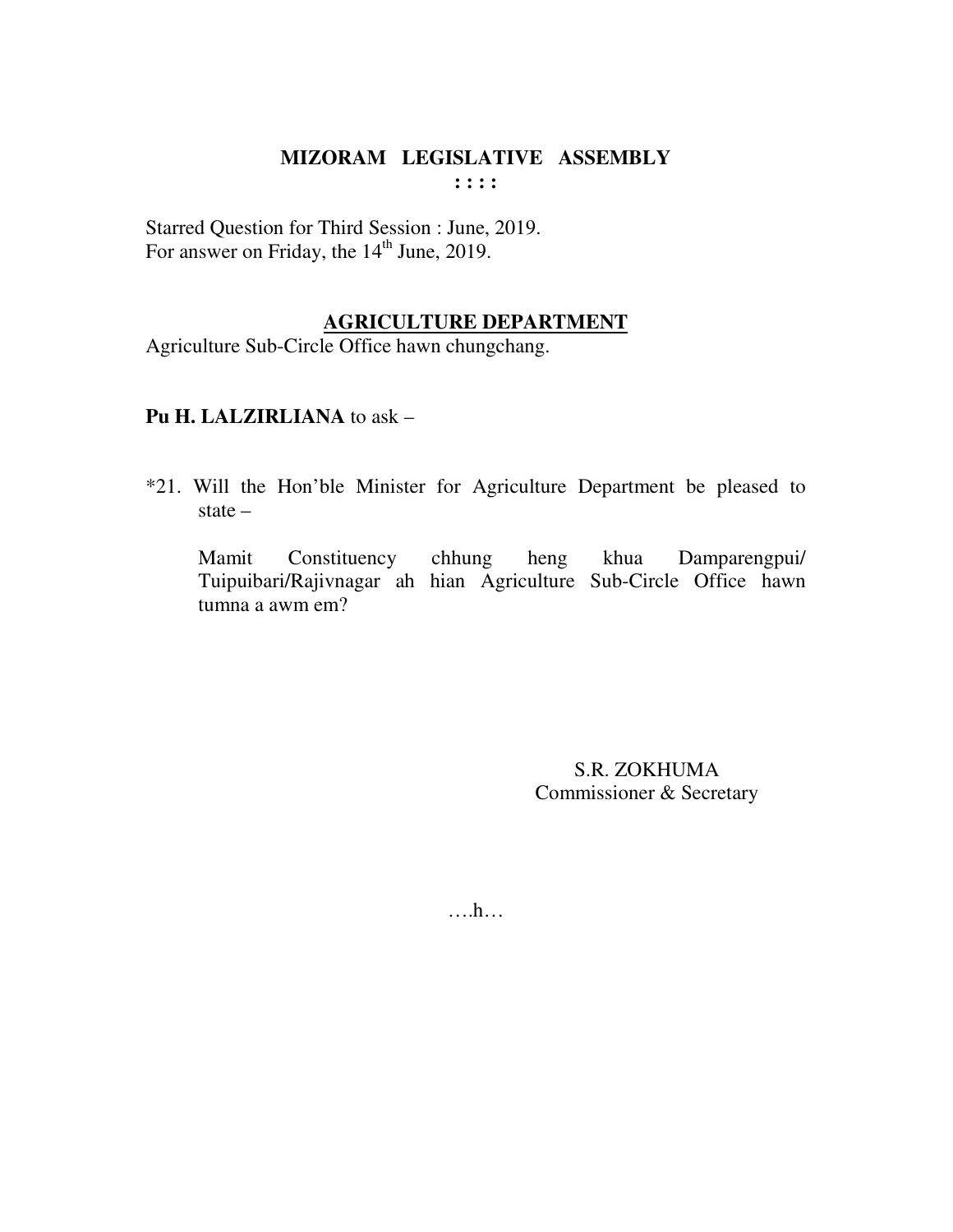# MIZORAM LEGISLATIVE ASSEMBLY

**: : : :**

Starred Question for Third Session : June, 2019.
For answer on Friday, the 14th June, 2019.

## AGRICULTURE DEPARTMENT

Agriculture Sub-Circle Office hawn chungchang.

**Pu H. LALZIRLIANA** to ask –

*21. Will the Hon'ble Minister for Agriculture Department be pleased to state –

Mamit Constituency chhung heng khua Damparengpui/ Tuipuibari/Rajivnagar ah hian Agriculture Sub-Circle Office hawn tumna a awm em?

S.R. ZOKHUMA
Commissioner & Secretary

….h…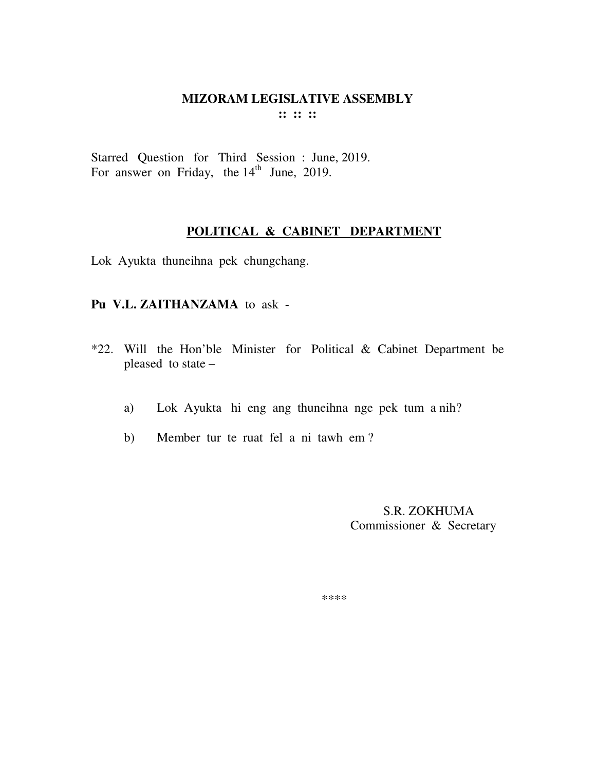# MIZORAM LEGISLATIVE ASSEMBLY

:: :: ::

Starred Question for Third Session : June, 2019.
For answer on Friday, the 14th June, 2019.

## POLITICAL & CABINET DEPARTMENT

Lok Ayukta thuneihna pek chungchang.

**Pu V.L. ZAITHANZAMA** to ask -

*22. Will the Hon'ble Minister for Political & Cabinet Department be pleased to state –

a) Lok Ayukta hi eng ang thuneihna nge pek tum a nih?

b) Member tur te ruat fel a ni tawh em ?

S.R. ZOKHUMA
Commissioner & Secretary

****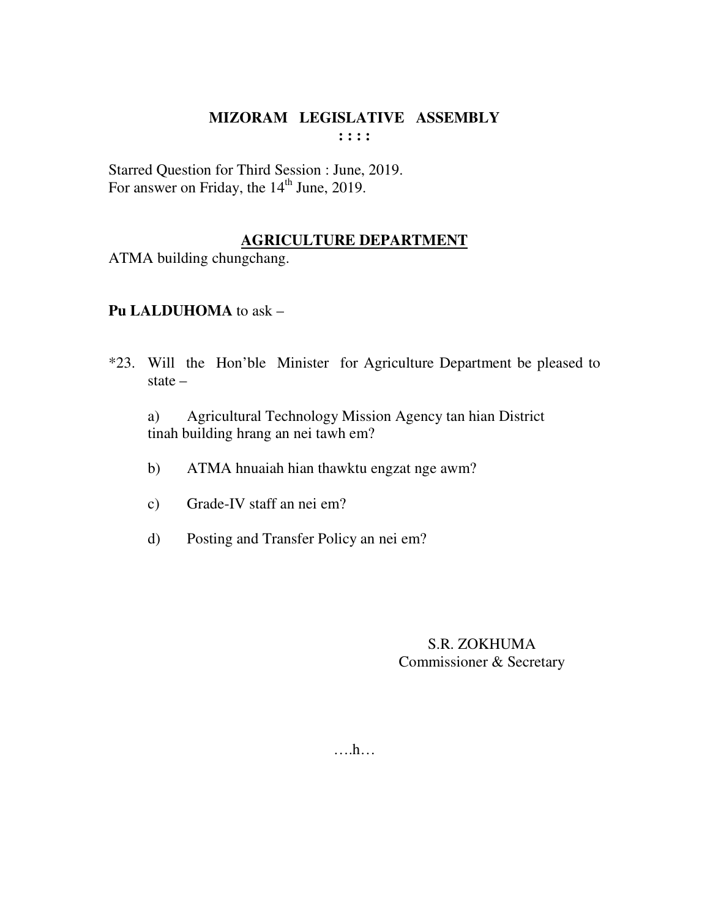## MIZORAM LEGISLATIVE ASSEMBLY

: : : :

Starred Question for Third Session : June, 2019.
For answer on Friday, the 14th June, 2019.

### AGRICULTURE DEPARTMENT

ATMA building chungchang.

**Pu LALDUHOMA** to ask –

*23. Will the Hon'ble Minister for Agriculture Department be pleased to state –

a) Agricultural Technology Mission Agency tan hian District tinah building hrang an nei tawh em?

b) ATMA hnuaiah hian thawktu engzat nge awm?

c) Grade-IV staff an nei em?

d) Posting and Transfer Policy an nei em?

S.R. ZOKHUMA
Commissioner & Secretary

….h…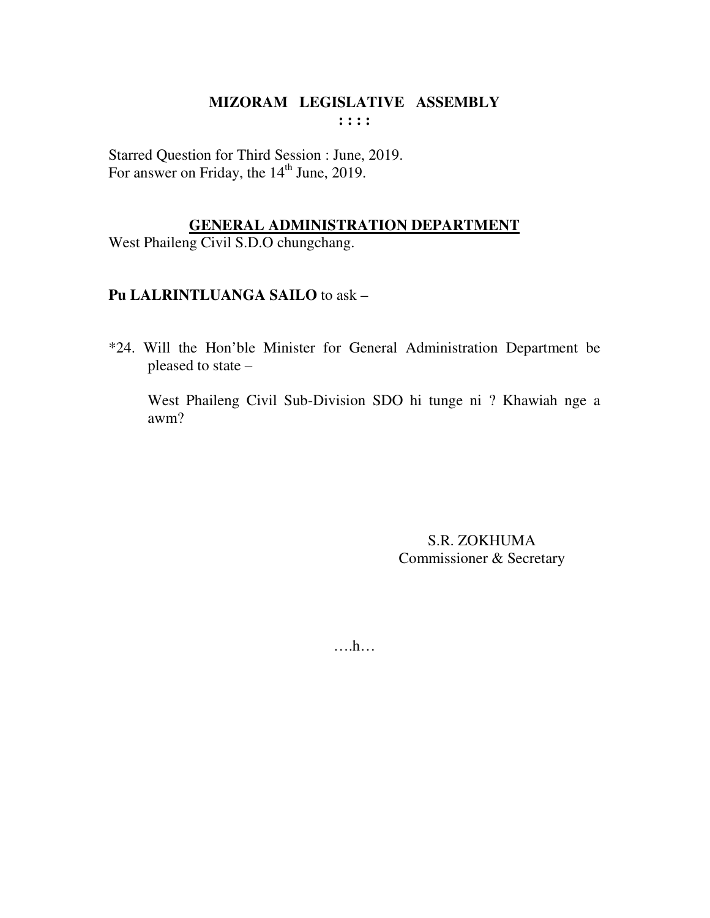# MIZORAM LEGISLATIVE ASSEMBLY

**: : : :**

Starred Question for Third Session : June, 2019.
For answer on Friday, the 14th June, 2019.

## GENERAL ADMINISTRATION DEPARTMENT

West Phaileng Civil S.D.O chungchang.

**Pu LALRINTLUANGA SAILO** to ask –

*24. Will the Hon'ble Minister for General Administration Department be pleased to state –

West Phaileng Civil Sub-Division SDO hi tunge ni ? Khawiah nge a awm?

S.R. ZOKHUMA
Commissioner & Secretary

….h…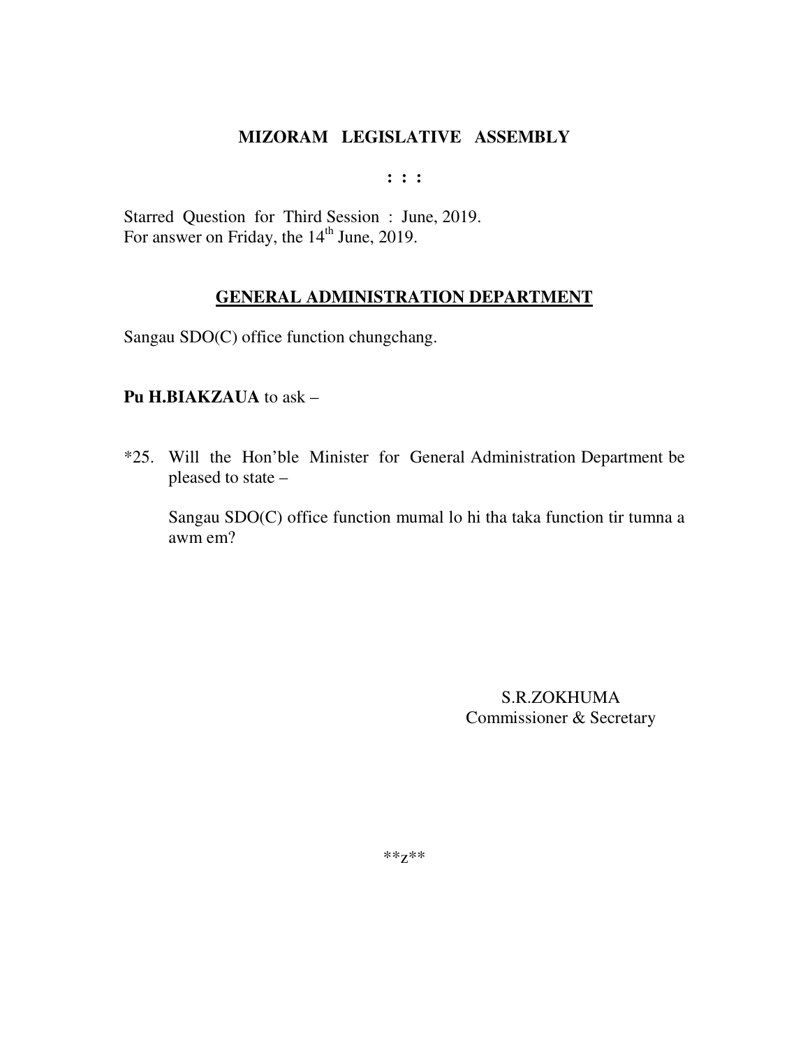**MIZORAM LEGISLATIVE ASSEMBLY**

**: : :**

Starred Question for Third Session : June, 2019.
For answer on Friday, the 14th June, 2019.

## GENERAL ADMINISTRATION DEPARTMENT

Sangau SDO(C) office function chungchang.

**Pu H.BIAKZAUA** to ask –

*25. Will the Hon'ble Minister for General Administration Department be pleased to state –

Sangau SDO(C) office function mumal lo hi tha taka function tir tumna a awm em?

S.R.ZOKHUMA
Commissioner & Secretary

**z**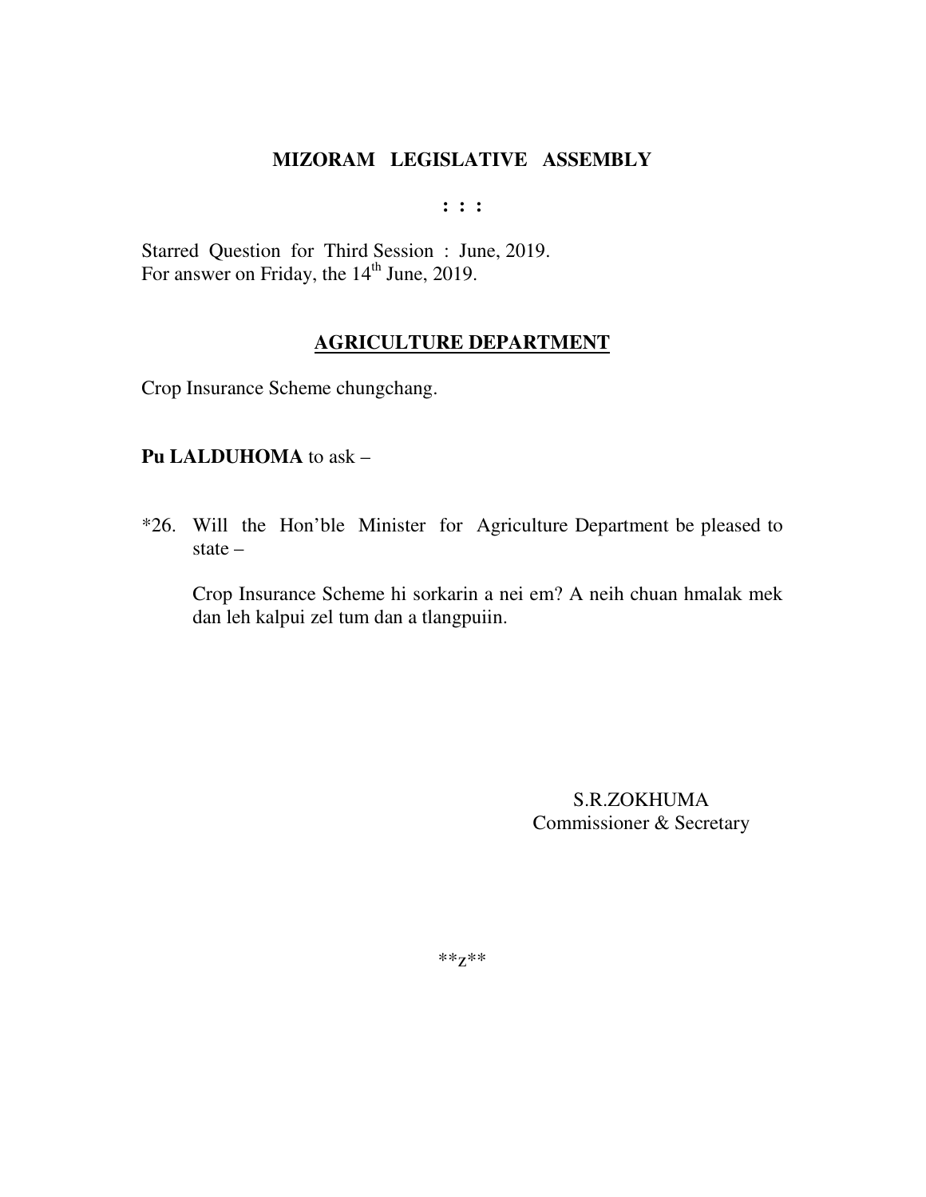# MIZORAM LEGISLATIVE ASSEMBLY

**: : :**

Starred Question for Third Session : June, 2019.
For answer on Friday, the 14th June, 2019.

## AGRICULTURE DEPARTMENT

Crop Insurance Scheme chungchang.

**Pu LALDUHOMA** to ask –

*26. Will the Hon'ble Minister for Agriculture Department be pleased to state –

Crop Insurance Scheme hi sorkarin a nei em? A neih chuan hmalak mek dan leh kalpui zel tum dan a tlangpuiin.

S.R.ZOKHUMA
Commissioner & Secretary

**z**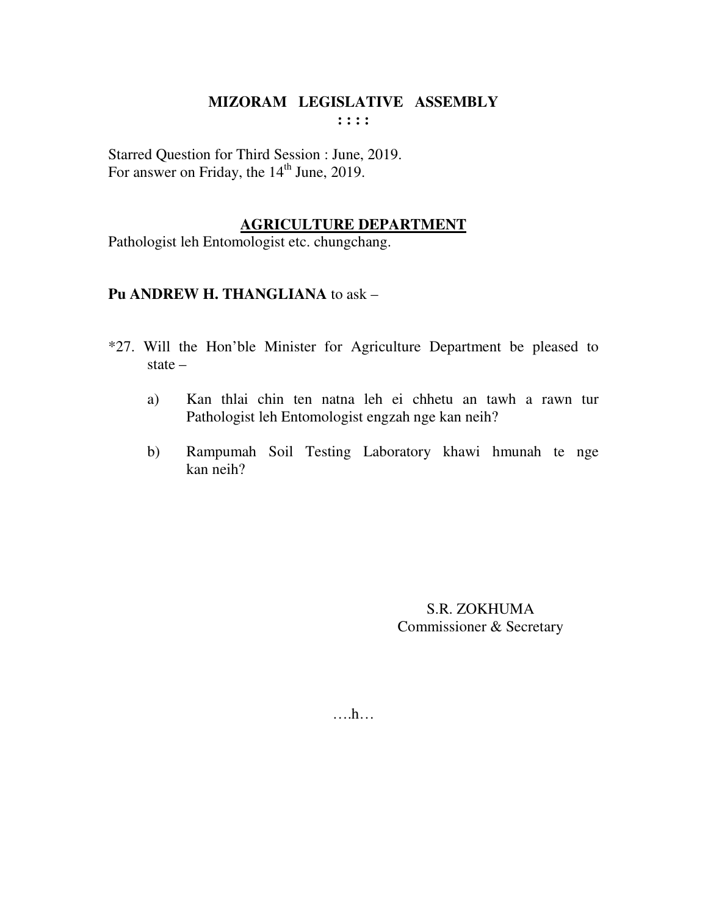# MIZORAM LEGISLATIVE ASSEMBLY

**: : : :**

Starred Question for Third Session : June, 2019.
For answer on Friday, the 14th June, 2019.

## AGRICULTURE DEPARTMENT

Pathologist leh Entomologist etc. chungchang.

**Pu ANDREW H. THANGLIANA** to ask –

*27. Will the Hon'ble Minister for Agriculture Department be pleased to state –

a) Kan thlai chin ten natna leh ei chhetu an tawh a rawn tur Pathologist leh Entomologist engzah nge kan neih?

b) Rampumah Soil Testing Laboratory khawi hmunah te nge kan neih?

S.R. ZOKHUMA
Commissioner & Secretary

….h…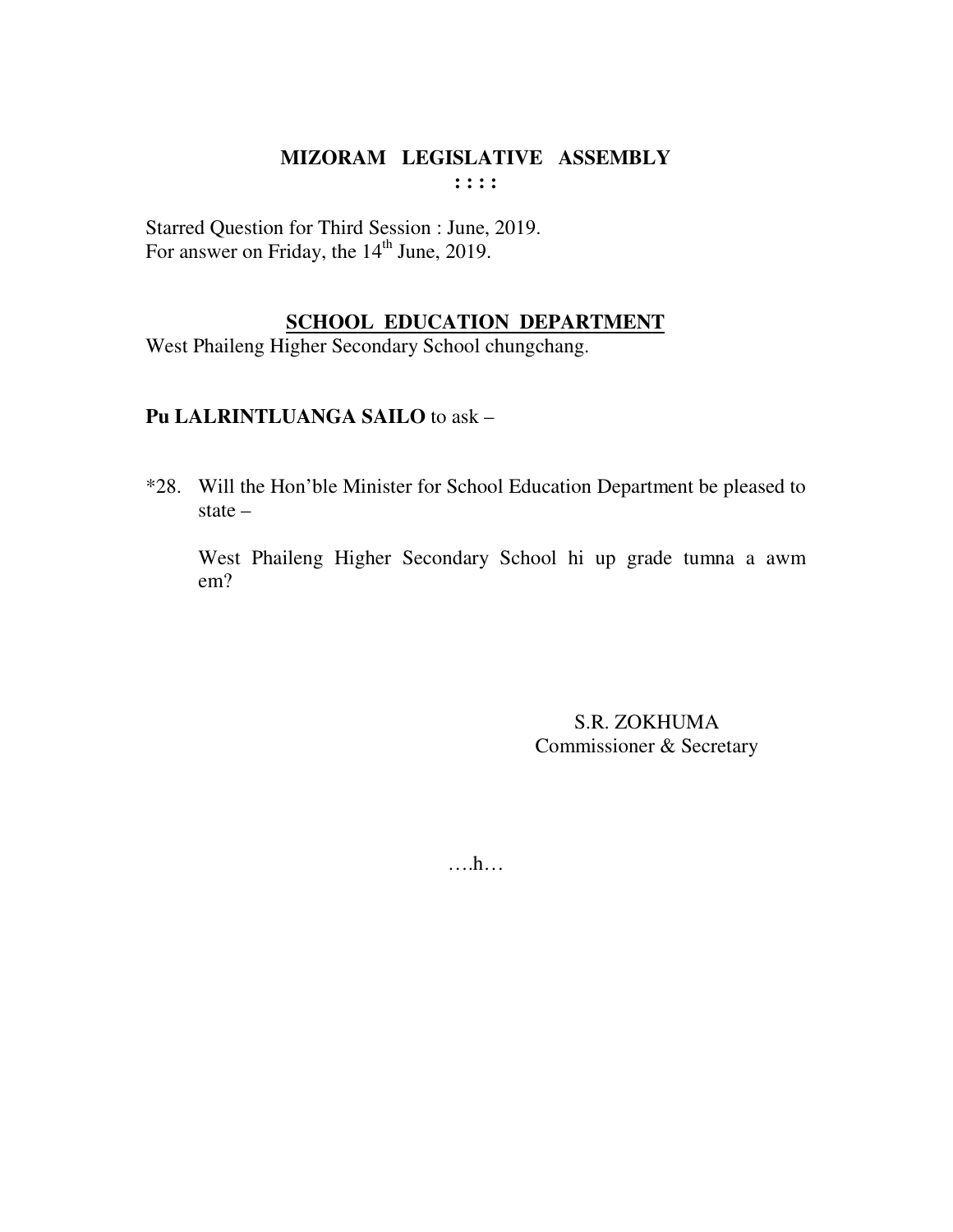# MIZORAM LEGISLATIVE ASSEMBLY

**: : : :**

Starred Question for Third Session : June, 2019.
For answer on Friday, the 14th June, 2019.

## SCHOOL EDUCATION DEPARTMENT

West Phaileng Higher Secondary School chungchang.

**Pu LALRINTLUANGA SAILO** to ask –

*28. Will the Hon'ble Minister for School Education Department be pleased to state –

West Phaileng Higher Secondary School hi up grade tumna a awm em?

S.R. ZOKHUMA
Commissioner & Secretary

….h…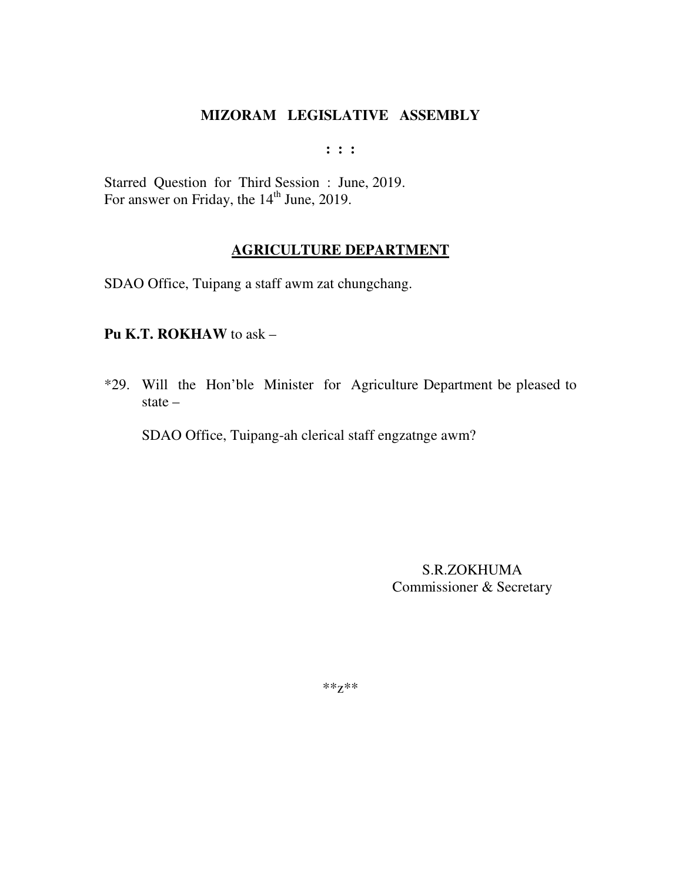**MIZORAM LEGISLATIVE ASSEMBLY**

**: : :**

Starred Question for Third Session : June, 2019.
For answer on Friday, the 14th June, 2019.

**AGRICULTURE DEPARTMENT**

SDAO Office, Tuipang a staff awm zat chungchang.

**Pu K.T. ROKHAW** to ask –

*29. Will the Hon'ble Minister for Agriculture Department be pleased to state –

SDAO Office, Tuipang-ah clerical staff engzatnge awm?

S.R.ZOKHUMA
Commissioner & Secretary

**z**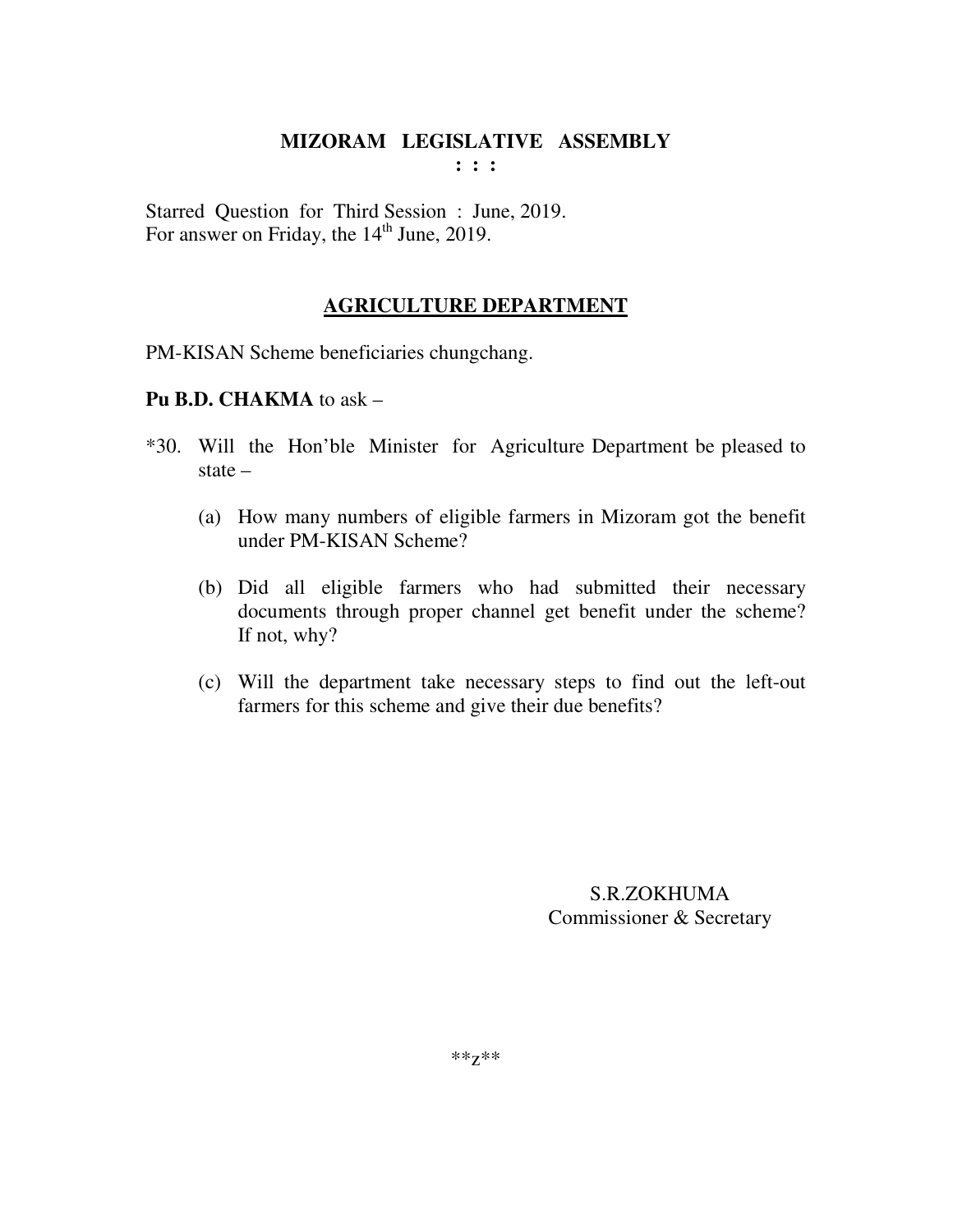**MIZORAM LEGISLATIVE ASSEMBLY**

**: : :**

Starred Question for Third Session : June, 2019.
For answer on Friday, the 14th June, 2019.

## AGRICULTURE DEPARTMENT

PM-KISAN Scheme beneficiaries chungchang.

**Pu B.D. CHAKMA** to ask –

*30. Will the Hon'ble Minister for Agriculture Department be pleased to state –

(a) How many numbers of eligible farmers in Mizoram got the benefit under PM-KISAN Scheme?

(b) Did all eligible farmers who had submitted their necessary documents through proper channel get benefit under the scheme? If not, why?

(c) Will the department take necessary steps to find out the left-out farmers for this scheme and give their due benefits?

S.R.ZOKHUMA
Commissioner & Secretary

**z**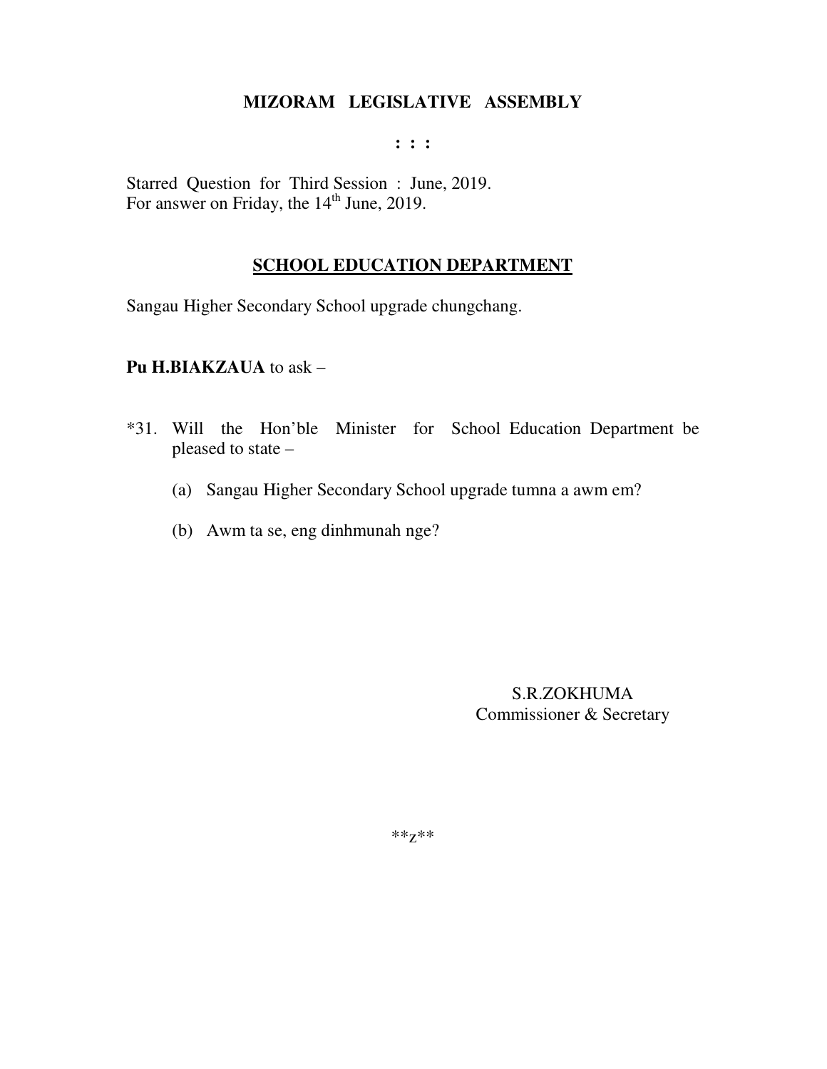# MIZORAM LEGISLATIVE ASSEMBLY

: : :

Starred Question for Third Session : June, 2019.
For answer on Friday, the 14th June, 2019.

## SCHOOL EDUCATION DEPARTMENT

Sangau Higher Secondary School upgrade chungchang.

**Pu H.BIAKZAUA** to ask –

*31. Will the Hon'ble Minister for School Education Department be pleased to state –

(a) Sangau Higher Secondary School upgrade tumna a awm em?

(b) Awm ta se, eng dinhmunah nge?

S.R.ZOKHUMA
Commissioner & Secretary

**z**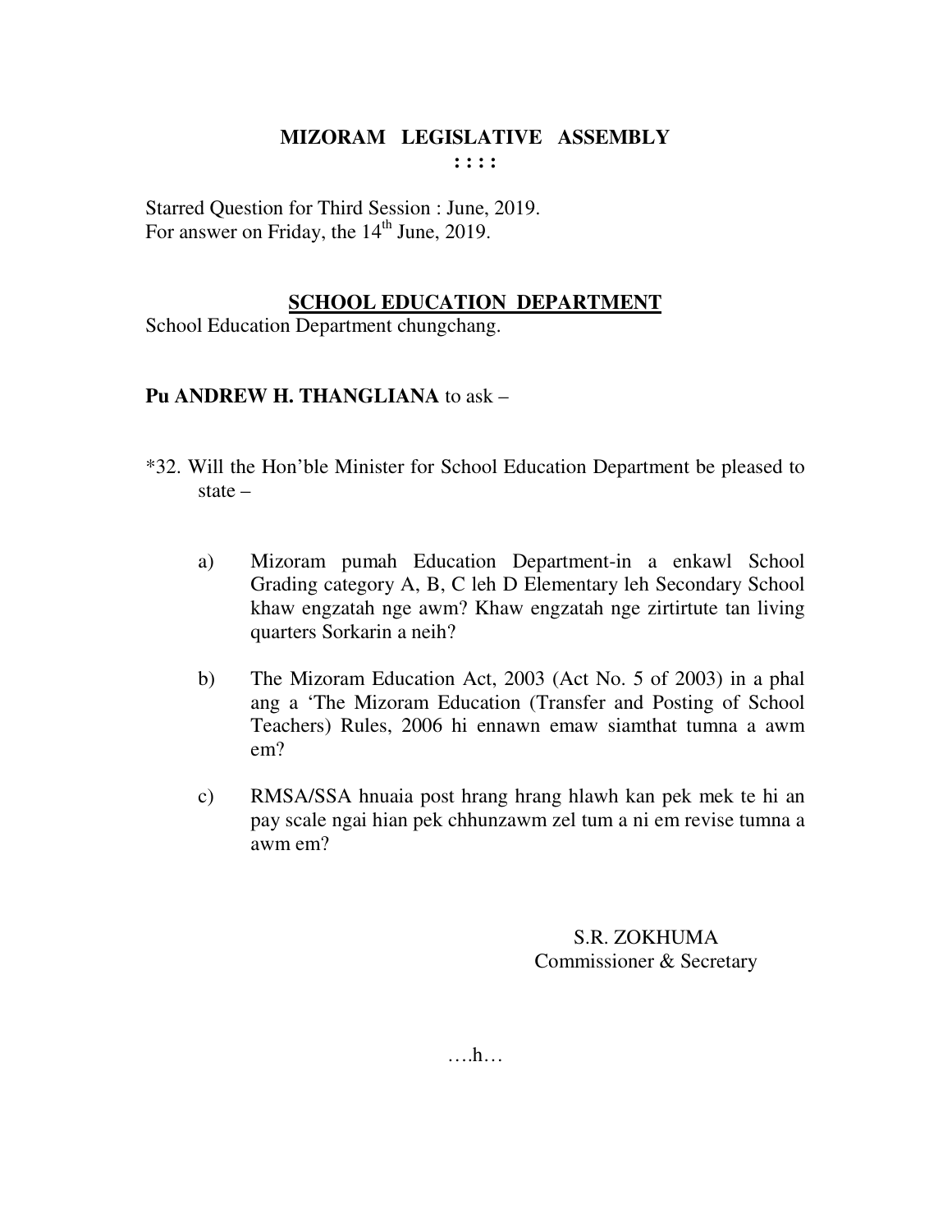# MIZORAM LEGISLATIVE ASSEMBLY

**: : : :**

Starred Question for Third Session : June, 2019.
For answer on Friday, the 14th June, 2019.

## SCHOOL EDUCATION DEPARTMENT

School Education Department chungchang.

**Pu ANDREW H. THANGLIANA** to ask –

*32. Will the Hon'ble Minister for School Education Department be pleased to state –

a) Mizoram pumah Education Department-in a enkawl School Grading category A, B, C leh D Elementary leh Secondary School khaw engzatah nge awm? Khaw engzatah nge zirtirtute tan living quarters Sorkarin a neih?

b) The Mizoram Education Act, 2003 (Act No. 5 of 2003) in a phal ang a 'The Mizoram Education (Transfer and Posting of School Teachers) Rules, 2006 hi ennawn emaw siamthat tumna a awm em?

c) RMSA/SSA hnuaia post hrang hrang hlawh kan pek mek te hi an pay scale ngai hian pek chhunzawm zel tum a ni em revise tumna a awm em?

S.R. ZOKHUMA
Commissioner & Secretary

….h…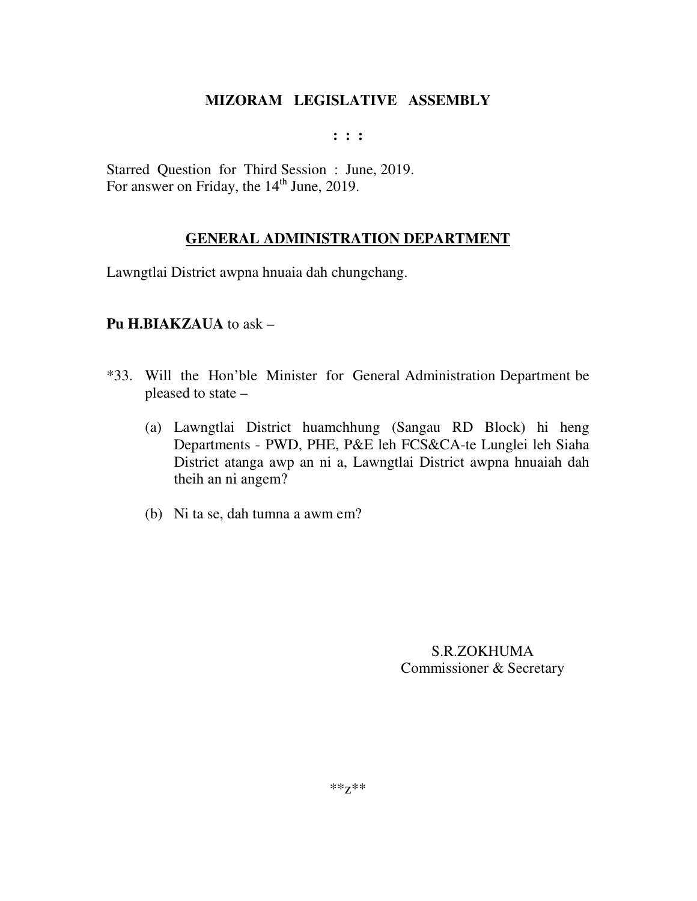**MIZORAM LEGISLATIVE ASSEMBLY**

**: : :**

Starred Question for Third Session : June, 2019.
For answer on Friday, the 14th June, 2019.

**GENERAL ADMINISTRATION DEPARTMENT**

Lawngtlai District awpna hnuaia dah chungchang.

**Pu H.BIAKZAUA** to ask –

*33. Will the Hon'ble Minister for General Administration Department be pleased to state –

(a) Lawngtlai District huamchhung (Sangau RD Block) hi heng Departments - PWD, PHE, P&E leh FCS&CA-te Lunglei leh Siaha District atanga awp an ni a, Lawngtlai District awpna hnuaiah dah theih an ni angem?

(b) Ni ta se, dah tumna a awm em?

S.R.ZOKHUMA
Commissioner & Secretary

**z**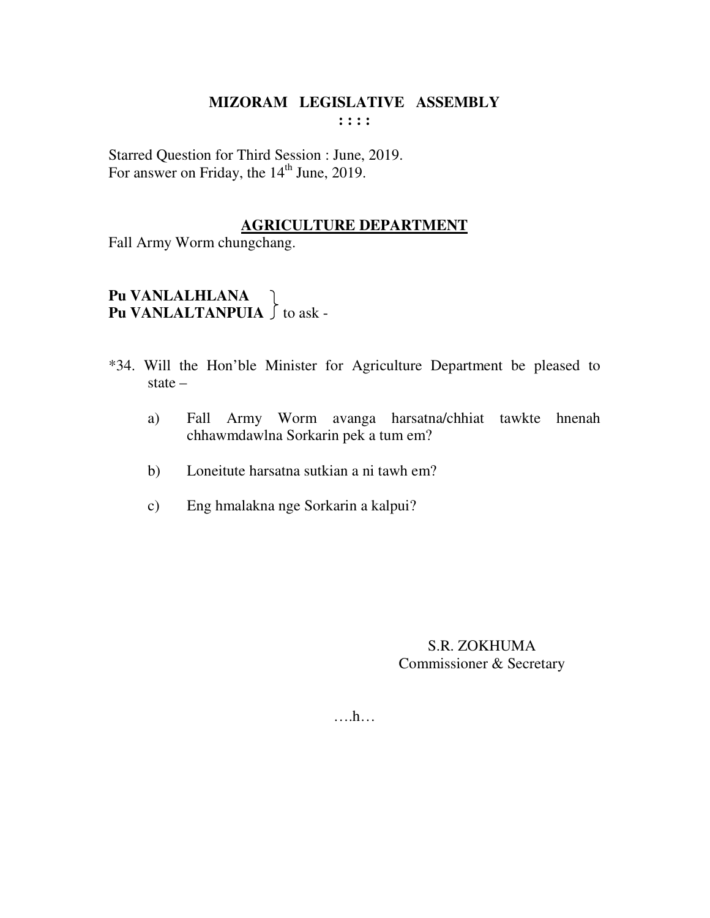# MIZORAM LEGISLATIVE ASSEMBLY

**: : : :**

Starred Question for Third Session : June, 2019.
For answer on Friday, the 14th June, 2019.

## AGRICULTURE DEPARTMENT

Fall Army Worm chungchang.

**Pu VANLALHLANA**
**Pu VANLALTANPUIA** } to ask -

*34. Will the Hon'ble Minister for Agriculture Department be pleased to state –

a) Fall Army Worm avanga harsatna/chhiat tawkte hnenah chhawmdawlna Sorkarin pek a tum em?

b) Loneitute harsatna sutkian a ni tawh em?

c) Eng hmalakna nge Sorkarin a kalpui?

S.R. ZOKHUMA
Commissioner & Secretary

….h…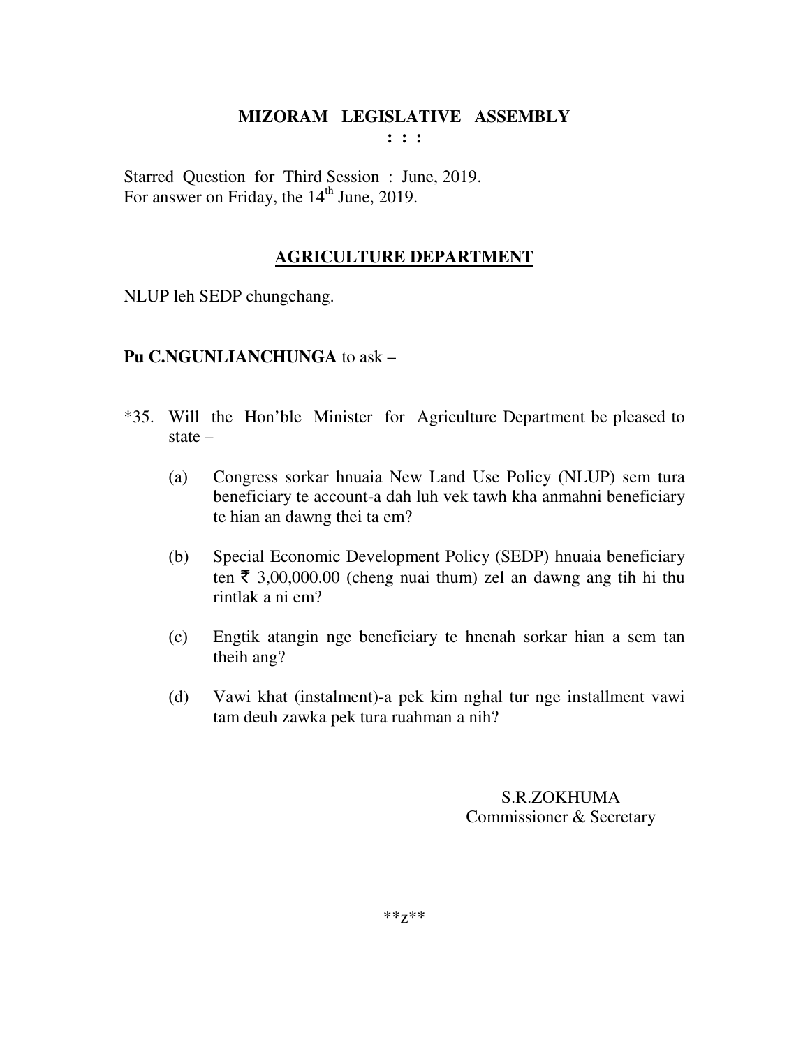# MIZORAM LEGISLATIVE ASSEMBLY

**: : :**

Starred Question for Third Session : June, 2019.
For answer on Friday, the 14th June, 2019.

## AGRICULTURE DEPARTMENT

NLUP leh SEDP chungchang.

**Pu C.NGUNLIANCHUNGA** to ask –

*35. Will the Hon'ble Minister for Agriculture Department be pleased to state –

(a) Congress sorkar hnuaia New Land Use Policy (NLUP) sem tura beneficiary te account-a dah luh vek tawh kha anmahni beneficiary te hian an dawng thei ta em?

(b) Special Economic Development Policy (SEDP) hnuaia beneficiary ten ₹ 3,00,000.00 (cheng nuai thum) zel an dawng ang tih hi thu rintlak a ni em?

(c) Engtik atangin nge beneficiary te hnenah sorkar hian a sem tan theih ang?

(d) Vawi khat (instalment)-a pek kim nghal tur nge installment vawi tam deuh zawka pek tura ruahman a nih?

S.R.ZOKHUMA
Commissioner & Secretary

**z**